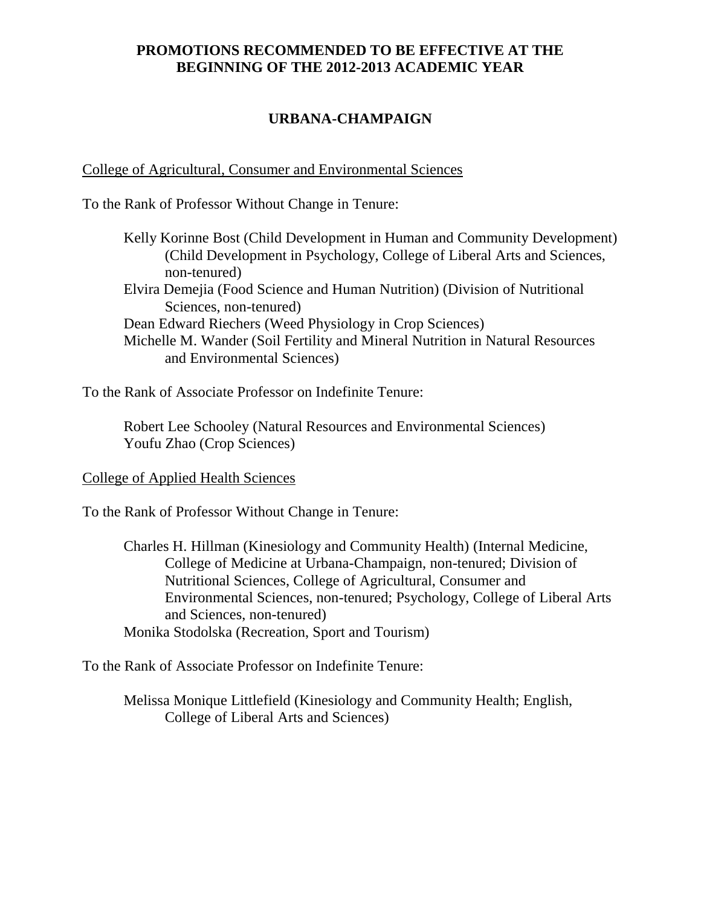# PROMOTIONS RECOMMENDED TO BE EFFECTIVE AT THE BEGINNING OF THE 2012-2013 ACADEMIC YEAR

## URBANA-CHAMPAIGN

### College of Agricultural, Consumer and Environmental Sciences

To the Rank of Professor Without Change in Tenure:

- Kelly Korinne Bost (Child Development in Human and Community Development) (Child Development in Psychology, College of Liberal Arts and Sciences, non-tenured)
- Elvira Demejia (Food Science and Human Nutrition) (Division of Nutritional Sciences, non-tenured)
- Dean Edward Riechers (Weed Physiology in Crop Sciences)
- Michelle M. Wander (Soil Fertility and Mineral Nutrition in Natural Resources and Environmental Sciences)

To the Rank of Associate Professor on Indefinite Tenure:

- Robert Lee Schooley (Natural Resources and Environmental Sciences)
- Youfu Zhao (Crop Sciences)

### College of Applied Health Sciences

To the Rank of Professor Without Change in Tenure:

- Charles H. Hillman (Kinesiology and Community Health) (Internal Medicine, College of Medicine at Urbana-Champaign, non-tenured; Division of Nutritional Sciences, College of Agricultural, Consumer and Environmental Sciences, non-tenured; Psychology, College of Liberal Arts and Sciences, non-tenured)
- Monika Stodolska (Recreation, Sport and Tourism)

To the Rank of Associate Professor on Indefinite Tenure:

- Melissa Monique Littlefield (Kinesiology and Community Health; English, College of Liberal Arts and Sciences)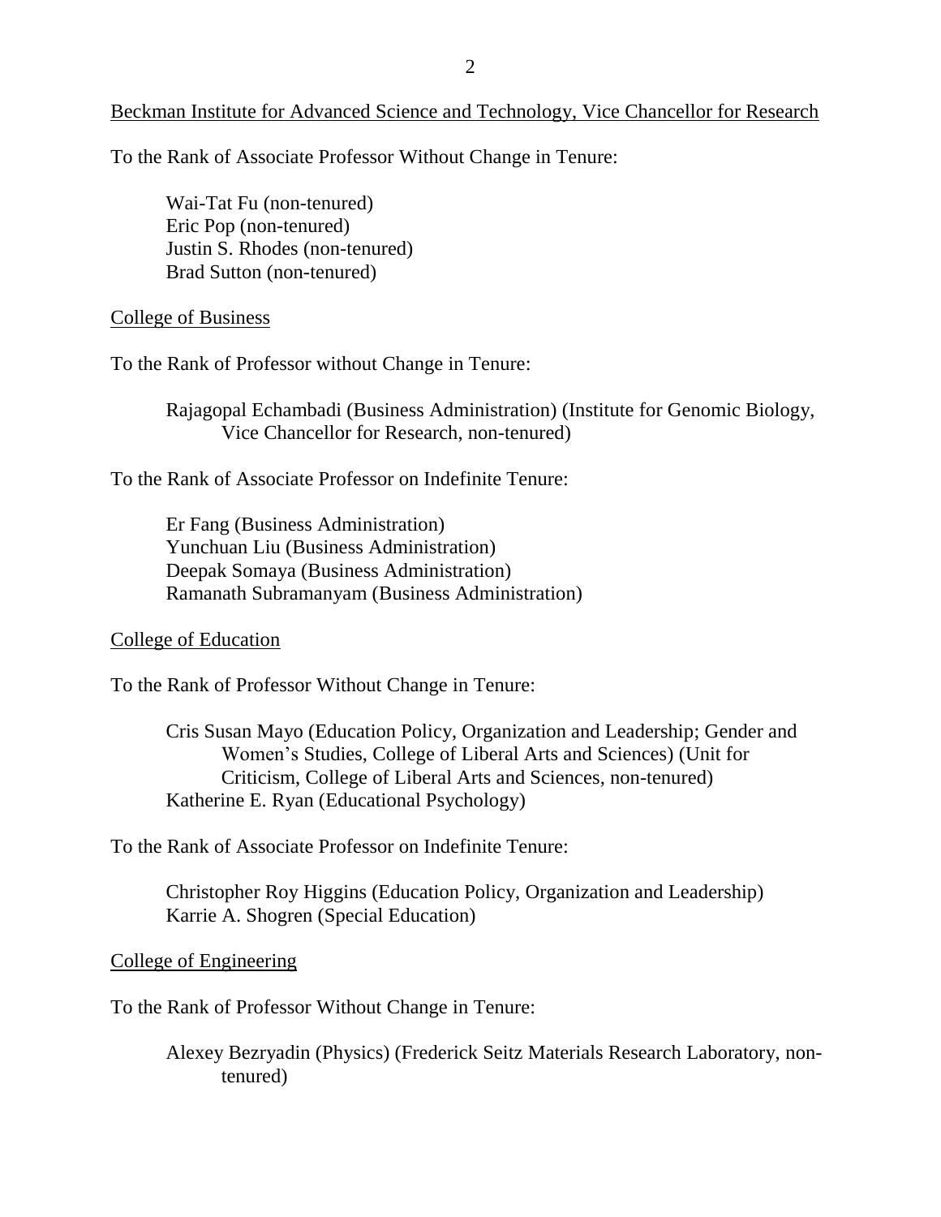Beckman Institute for Advanced Science and Technology, Vice Chancellor for Research

To the Rank of Associate Professor Without Change in Tenure:

Wai-Tat Fu (non-tenured)
Eric Pop (non-tenured)
Justin S. Rhodes (non-tenured)
Brad Sutton (non-tenured)

College of Business

To the Rank of Professor without Change in Tenure:

Rajagopal Echambadi (Business Administration) (Institute for Genomic Biology, Vice Chancellor for Research, non-tenured)

To the Rank of Associate Professor on Indefinite Tenure:

Er Fang (Business Administration)
Yunchuan Liu (Business Administration)
Deepak Somaya (Business Administration)
Ramanath Subramanyam (Business Administration)

College of Education

To the Rank of Professor Without Change in Tenure:

Cris Susan Mayo (Education Policy, Organization and Leadership; Gender and Women's Studies, College of Liberal Arts and Sciences) (Unit for Criticism, College of Liberal Arts and Sciences, non-tenured)
Katherine E. Ryan (Educational Psychology)

To the Rank of Associate Professor on Indefinite Tenure:

Christopher Roy Higgins (Education Policy, Organization and Leadership)
Karrie A. Shogren (Special Education)

College of Engineering

To the Rank of Professor Without Change in Tenure:

Alexey Bezryadin (Physics) (Frederick Seitz Materials Research Laboratory, non-tenured)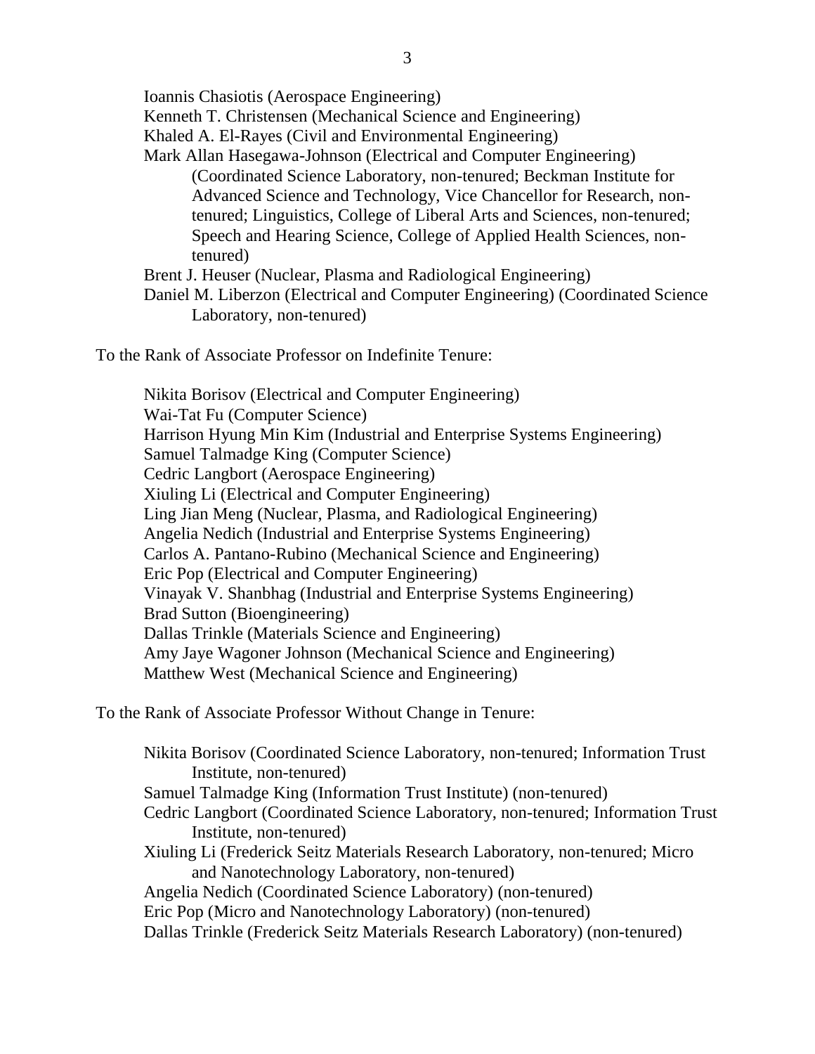Ioannis Chasiotis (Aerospace Engineering)
Kenneth T. Christensen (Mechanical Science and Engineering)
Khaled A. El-Rayes (Civil and Environmental Engineering)
Mark Allan Hasegawa-Johnson (Electrical and Computer Engineering) (Coordinated Science Laboratory, non-tenured; Beckman Institute for Advanced Science and Technology, Vice Chancellor for Research, non-tenured; Linguistics, College of Liberal Arts and Sciences, non-tenured; Speech and Hearing Science, College of Applied Health Sciences, non-tenured)
Brent J. Heuser (Nuclear, Plasma and Radiological Engineering)
Daniel M. Liberzon (Electrical and Computer Engineering) (Coordinated Science Laboratory, non-tenured)

To the Rank of Associate Professor on Indefinite Tenure:

Nikita Borisov (Electrical and Computer Engineering)
Wai-Tat Fu (Computer Science)
Harrison Hyung Min Kim (Industrial and Enterprise Systems Engineering)
Samuel Talmadge King (Computer Science)
Cedric Langbort (Aerospace Engineering)
Xiuling Li (Electrical and Computer Engineering)
Ling Jian Meng (Nuclear, Plasma, and Radiological Engineering)
Angelia Nedich (Industrial and Enterprise Systems Engineering)
Carlos A. Pantano-Rubino (Mechanical Science and Engineering)
Eric Pop (Electrical and Computer Engineering)
Vinayak V. Shanbhag (Industrial and Enterprise Systems Engineering)
Brad Sutton (Bioengineering)
Dallas Trinkle (Materials Science and Engineering)
Amy Jaye Wagoner Johnson (Mechanical Science and Engineering)
Matthew West (Mechanical Science and Engineering)

To the Rank of Associate Professor Without Change in Tenure:

Nikita Borisov (Coordinated Science Laboratory, non-tenured; Information Trust Institute, non-tenured)
Samuel Talmadge King (Information Trust Institute) (non-tenured)
Cedric Langbort (Coordinated Science Laboratory, non-tenured; Information Trust Institute, non-tenured)
Xiuling Li (Frederick Seitz Materials Research Laboratory, non-tenured; Micro and Nanotechnology Laboratory, non-tenured)
Angelia Nedich (Coordinated Science Laboratory) (non-tenured)
Eric Pop (Micro and Nanotechnology Laboratory) (non-tenured)
Dallas Trinkle (Frederick Seitz Materials Research Laboratory) (non-tenured)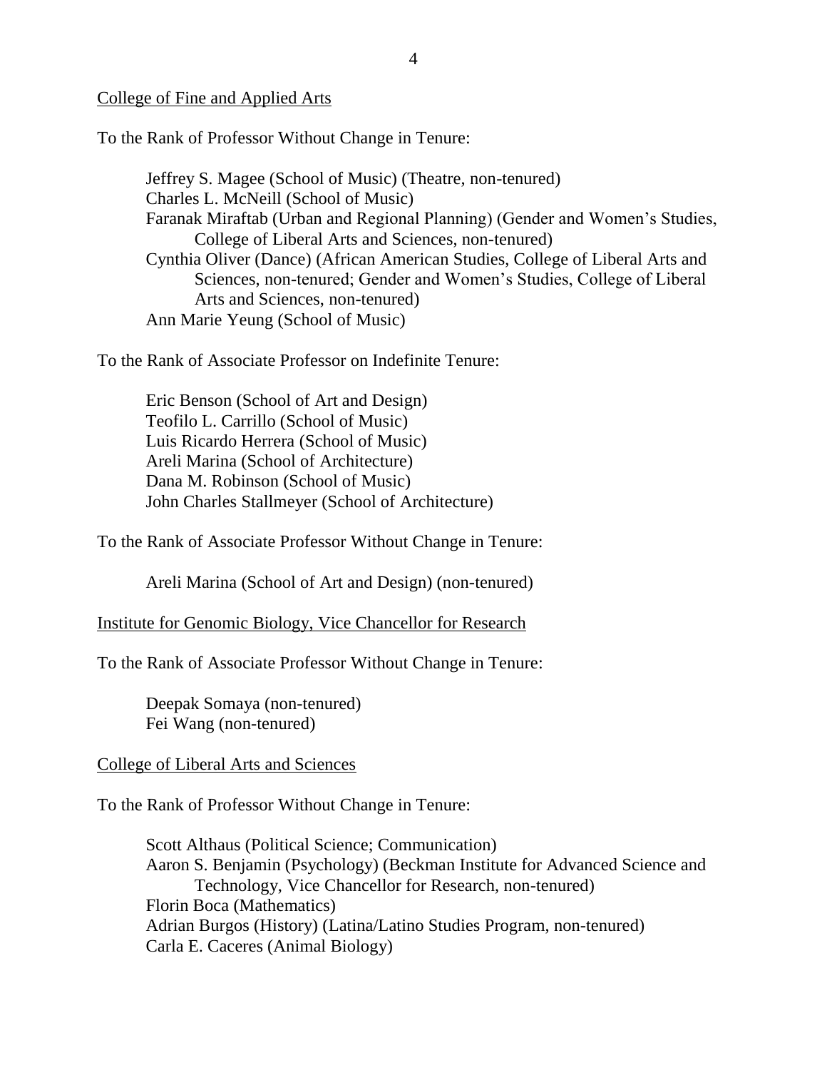College of Fine and Applied Arts

To the Rank of Professor Without Change in Tenure:

Jeffrey S. Magee (School of Music) (Theatre, non-tenured)
Charles L. McNeill (School of Music)
Faranak Miraftab (Urban and Regional Planning) (Gender and Women's Studies, College of Liberal Arts and Sciences, non-tenured)
Cynthia Oliver (Dance) (African American Studies, College of Liberal Arts and Sciences, non-tenured; Gender and Women's Studies, College of Liberal Arts and Sciences, non-tenured)
Ann Marie Yeung (School of Music)

To the Rank of Associate Professor on Indefinite Tenure:

Eric Benson (School of Art and Design)
Teofilo L. Carrillo (School of Music)
Luis Ricardo Herrera (School of Music)
Areli Marina (School of Architecture)
Dana M. Robinson (School of Music)
John Charles Stallmeyer (School of Architecture)

To the Rank of Associate Professor Without Change in Tenure:

Areli Marina (School of Art and Design) (non-tenured)

Institute for Genomic Biology, Vice Chancellor for Research

To the Rank of Associate Professor Without Change in Tenure:

Deepak Somaya (non-tenured)
Fei Wang (non-tenured)

College of Liberal Arts and Sciences

To the Rank of Professor Without Change in Tenure:

Scott Althaus (Political Science; Communication)
Aaron S. Benjamin (Psychology) (Beckman Institute for Advanced Science and Technology, Vice Chancellor for Research, non-tenured)
Florin Boca (Mathematics)
Adrian Burgos (History) (Latina/Latino Studies Program, non-tenured)
Carla E. Caceres (Animal Biology)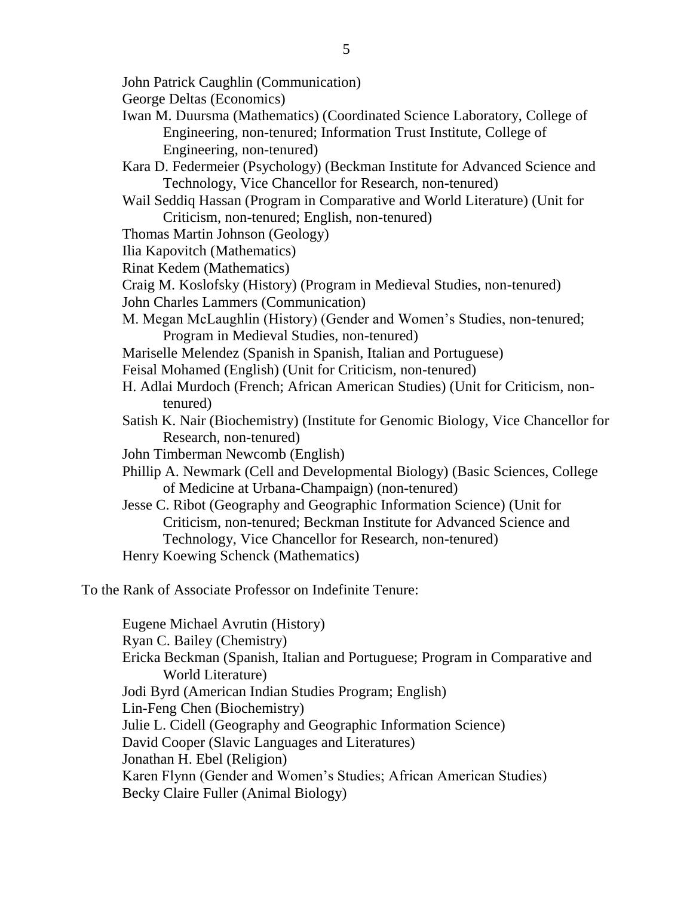John Patrick Caughlin (Communication)

George Deltas (Economics)

Iwan M. Duursma (Mathematics) (Coordinated Science Laboratory, College of Engineering, non-tenured; Information Trust Institute, College of Engineering, non-tenured)

Kara D. Federmeier (Psychology) (Beckman Institute for Advanced Science and Technology, Vice Chancellor for Research, non-tenured)

Wail Seddiq Hassan (Program in Comparative and World Literature) (Unit for Criticism, non-tenured; English, non-tenured)

Thomas Martin Johnson (Geology)

Ilia Kapovitch (Mathematics)

Rinat Kedem (Mathematics)

Craig M. Koslofsky (History) (Program in Medieval Studies, non-tenured)

John Charles Lammers (Communication)

M. Megan McLaughlin (History) (Gender and Women's Studies, non-tenured; Program in Medieval Studies, non-tenured)

Mariselle Melendez (Spanish in Spanish, Italian and Portuguese)

Feisal Mohamed (English) (Unit for Criticism, non-tenured)

H. Adlai Murdoch (French; African American Studies) (Unit for Criticism, non-tenured)

Satish K. Nair (Biochemistry) (Institute for Genomic Biology, Vice Chancellor for Research, non-tenured)

John Timberman Newcomb (English)

Phillip A. Newmark (Cell and Developmental Biology) (Basic Sciences, College of Medicine at Urbana-Champaign) (non-tenured)

Jesse C. Ribot (Geography and Geographic Information Science) (Unit for Criticism, non-tenured; Beckman Institute for Advanced Science and Technology, Vice Chancellor for Research, non-tenured)

Henry Koewing Schenck (Mathematics)

To the Rank of Associate Professor on Indefinite Tenure:

Eugene Michael Avrutin (History)

Ryan C. Bailey (Chemistry)

Ericka Beckman (Spanish, Italian and Portuguese; Program in Comparative and World Literature)

Jodi Byrd (American Indian Studies Program; English)

Lin-Feng Chen (Biochemistry)

Julie L. Cidell (Geography and Geographic Information Science)

David Cooper (Slavic Languages and Literatures)

Jonathan H. Ebel (Religion)

Karen Flynn (Gender and Women's Studies; African American Studies)

Becky Claire Fuller (Animal Biology)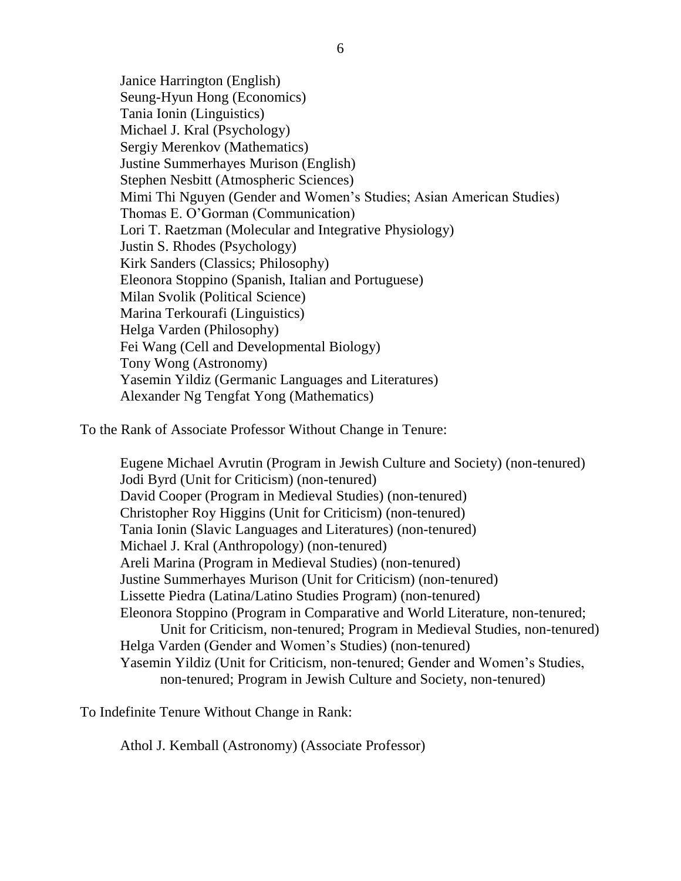Janice Harrington (English)
Seung-Hyun Hong (Economics)
Tania Ionin (Linguistics)
Michael J. Kral (Psychology)
Sergiy Merenkov (Mathematics)
Justine Summerhayes Murison (English)
Stephen Nesbitt (Atmospheric Sciences)
Mimi Thi Nguyen (Gender and Women's Studies; Asian American Studies)
Thomas E. O'Gorman (Communication)
Lori T. Raetzman (Molecular and Integrative Physiology)
Justin S. Rhodes (Psychology)
Kirk Sanders (Classics; Philosophy)
Eleonora Stoppino (Spanish, Italian and Portuguese)
Milan Svolik (Political Science)
Marina Terkourafi (Linguistics)
Helga Varden (Philosophy)
Fei Wang (Cell and Developmental Biology)
Tony Wong (Astronomy)
Yasemin Yildiz (Germanic Languages and Literatures)
Alexander Ng Tengfat Yong (Mathematics)

To the Rank of Associate Professor Without Change in Tenure:

Eugene Michael Avrutin (Program in Jewish Culture and Society) (non-tenured)
Jodi Byrd (Unit for Criticism) (non-tenured)
David Cooper (Program in Medieval Studies) (non-tenured)
Christopher Roy Higgins (Unit for Criticism) (non-tenured)
Tania Ionin (Slavic Languages and Literatures) (non-tenured)
Michael J. Kral (Anthropology) (non-tenured)
Areli Marina (Program in Medieval Studies) (non-tenured)
Justine Summerhayes Murison (Unit for Criticism) (non-tenured)
Lissette Piedra (Latina/Latino Studies Program) (non-tenured)
Eleonora Stoppino (Program in Comparative and World Literature, non-tenured; Unit for Criticism, non-tenured; Program in Medieval Studies, non-tenured)
Helga Varden (Gender and Women's Studies) (non-tenured)
Yasemin Yildiz (Unit for Criticism, non-tenured; Gender and Women's Studies, non-tenured; Program in Jewish Culture and Society, non-tenured)

To Indefinite Tenure Without Change in Rank:

Athol J. Kemball (Astronomy) (Associate Professor)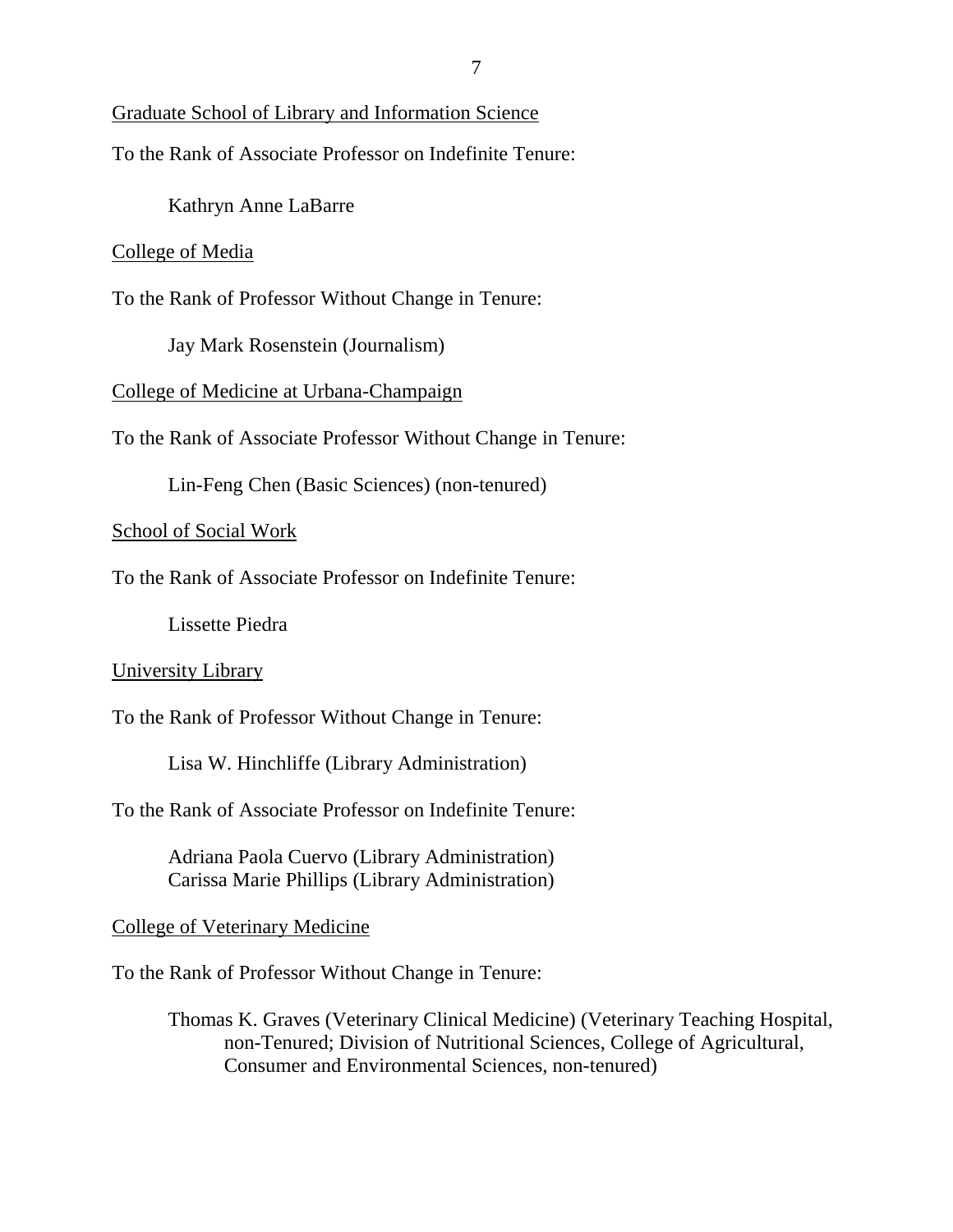Graduate School of Library and Information Science

To the Rank of Associate Professor on Indefinite Tenure:

Kathryn Anne LaBarre

College of Media

To the Rank of Professor Without Change in Tenure:

Jay Mark Rosenstein (Journalism)

College of Medicine at Urbana-Champaign

To the Rank of Associate Professor Without Change in Tenure:

Lin-Feng Chen (Basic Sciences) (non-tenured)

School of Social Work

To the Rank of Associate Professor on Indefinite Tenure:

Lissette Piedra

University Library

To the Rank of Professor Without Change in Tenure:

Lisa W. Hinchliffe (Library Administration)

To the Rank of Associate Professor on Indefinite Tenure:

Adriana Paola Cuervo (Library Administration)
Carissa Marie Phillips (Library Administration)

College of Veterinary Medicine

To the Rank of Professor Without Change in Tenure:

Thomas K. Graves (Veterinary Clinical Medicine) (Veterinary Teaching Hospital, non-Tenured; Division of Nutritional Sciences, College of Agricultural, Consumer and Environmental Sciences, non-tenured)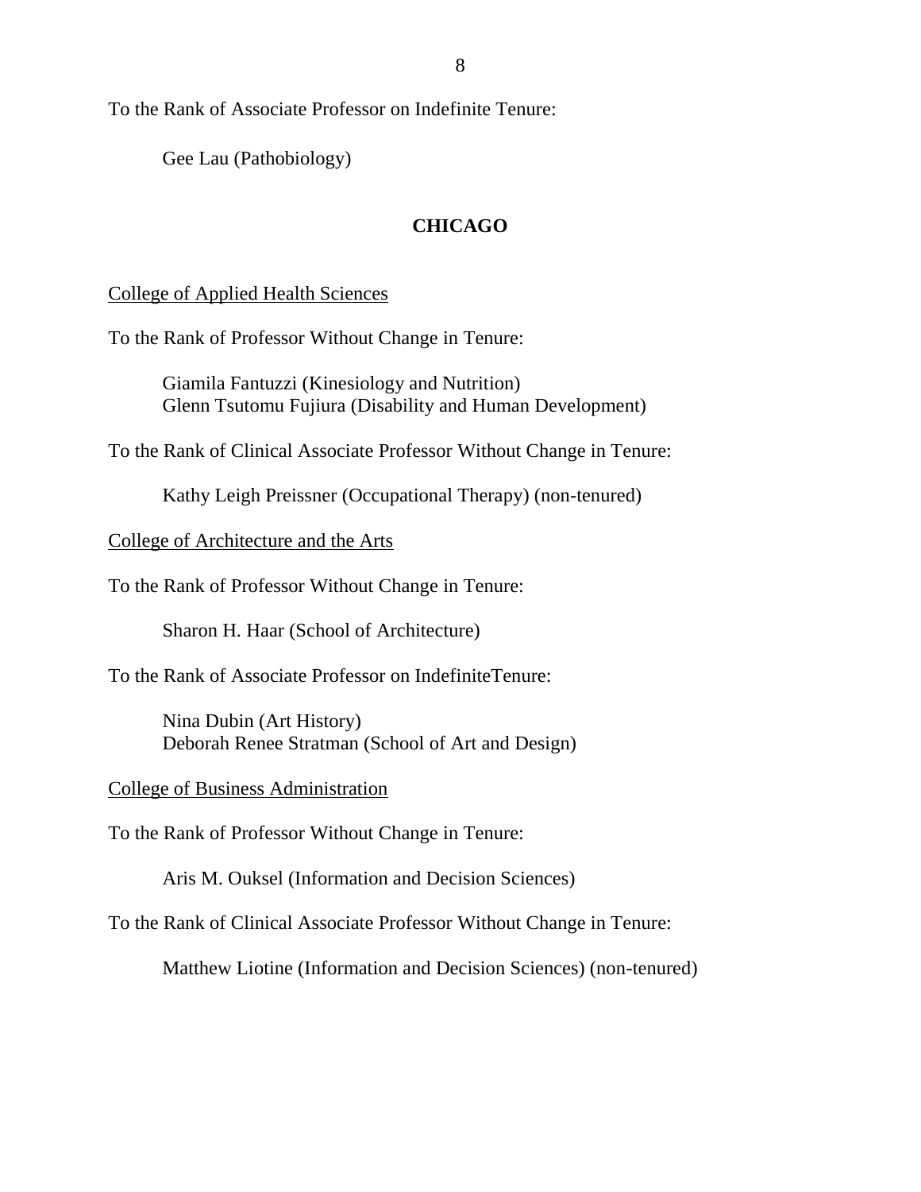To the Rank of Associate Professor on Indefinite Tenure:

Gee Lau (Pathobiology)

## CHICAGO

College of Applied Health Sciences

To the Rank of Professor Without Change in Tenure:

Giamila Fantuzzi (Kinesiology and Nutrition)
Glenn Tsutomu Fujiura (Disability and Human Development)

To the Rank of Clinical Associate Professor Without Change in Tenure:

Kathy Leigh Preissner (Occupational Therapy) (non-tenured)

College of Architecture and the Arts

To the Rank of Professor Without Change in Tenure:

Sharon H. Haar (School of Architecture)

To the Rank of Associate Professor on IndefiniteTenure:

Nina Dubin (Art History)
Deborah Renee Stratman (School of Art and Design)

College of Business Administration

To the Rank of Professor Without Change in Tenure:

Aris M. Ouksel (Information and Decision Sciences)

To the Rank of Clinical Associate Professor Without Change in Tenure:

Matthew Liotine (Information and Decision Sciences) (non-tenured)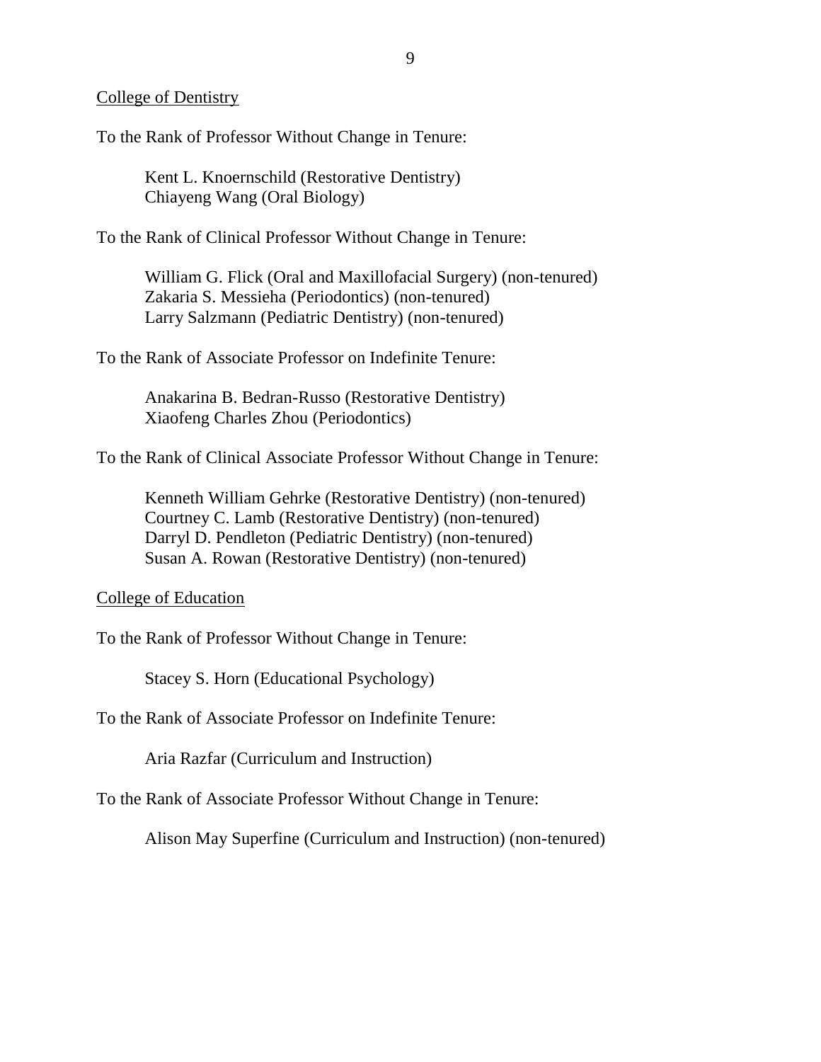College of Dentistry

To the Rank of Professor Without Change in Tenure:

Kent L. Knoernschild (Restorative Dentistry)
Chiayeng Wang (Oral Biology)

To the Rank of Clinical Professor Without Change in Tenure:

William G. Flick (Oral and Maxillofacial Surgery) (non-tenured)
Zakaria S. Messieha (Periodontics) (non-tenured)
Larry Salzmann (Pediatric Dentistry) (non-tenured)

To the Rank of Associate Professor on Indefinite Tenure:

Anakarina B. Bedran-Russo (Restorative Dentistry)
Xiaofeng Charles Zhou (Periodontics)

To the Rank of Clinical Associate Professor Without Change in Tenure:

Kenneth William Gehrke (Restorative Dentistry) (non-tenured)
Courtney C. Lamb (Restorative Dentistry) (non-tenured)
Darryl D. Pendleton (Pediatric Dentistry) (non-tenured)
Susan A. Rowan (Restorative Dentistry) (non-tenured)

College of Education

To the Rank of Professor Without Change in Tenure:

Stacey S. Horn (Educational Psychology)

To the Rank of Associate Professor on Indefinite Tenure:

Aria Razfar (Curriculum and Instruction)

To the Rank of Associate Professor Without Change in Tenure:

Alison May Superfine (Curriculum and Instruction) (non-tenured)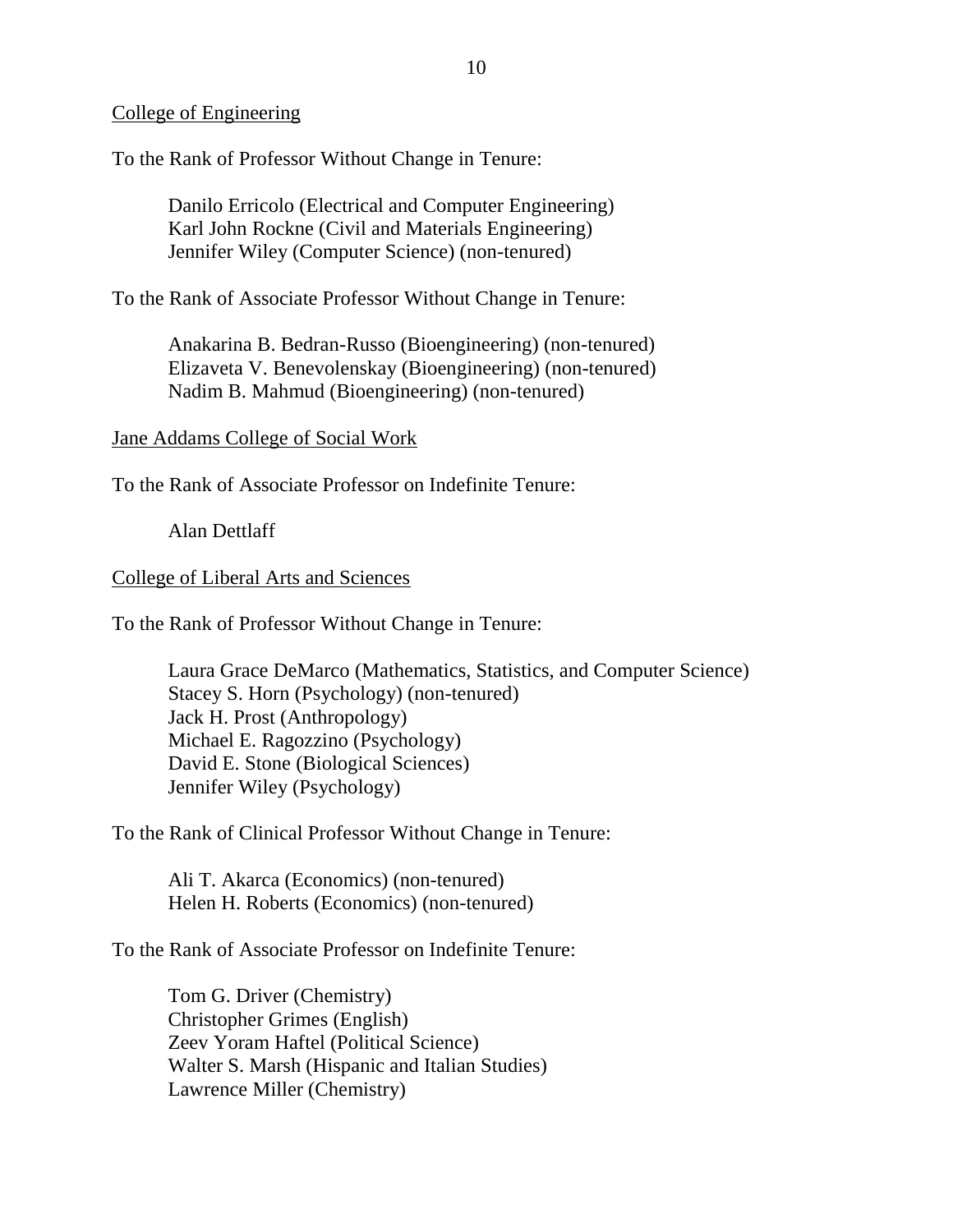College of Engineering

To the Rank of Professor Without Change in Tenure:

Danilo Erricolo (Electrical and Computer Engineering)
Karl John Rockne (Civil and Materials Engineering)
Jennifer Wiley (Computer Science) (non-tenured)

To the Rank of Associate Professor Without Change in Tenure:

Anakarina B. Bedran-Russo (Bioengineering) (non-tenured)
Elizaveta V. Benevolenskay (Bioengineering) (non-tenured)
Nadim B. Mahmud (Bioengineering) (non-tenured)

Jane Addams College of Social Work

To the Rank of Associate Professor on Indefinite Tenure:

Alan Dettlaff

College of Liberal Arts and Sciences

To the Rank of Professor Without Change in Tenure:

Laura Grace DeMarco (Mathematics, Statistics, and Computer Science)
Stacey S. Horn (Psychology) (non-tenured)
Jack H. Prost (Anthropology)
Michael E. Ragozzino (Psychology)
David E. Stone (Biological Sciences)
Jennifer Wiley (Psychology)

To the Rank of Clinical Professor Without Change in Tenure:

Ali T. Akarca (Economics) (non-tenured)
Helen H. Roberts (Economics) (non-tenured)

To the Rank of Associate Professor on Indefinite Tenure:

Tom G. Driver (Chemistry)
Christopher Grimes (English)
Zeev Yoram Haftel (Political Science)
Walter S. Marsh (Hispanic and Italian Studies)
Lawrence Miller (Chemistry)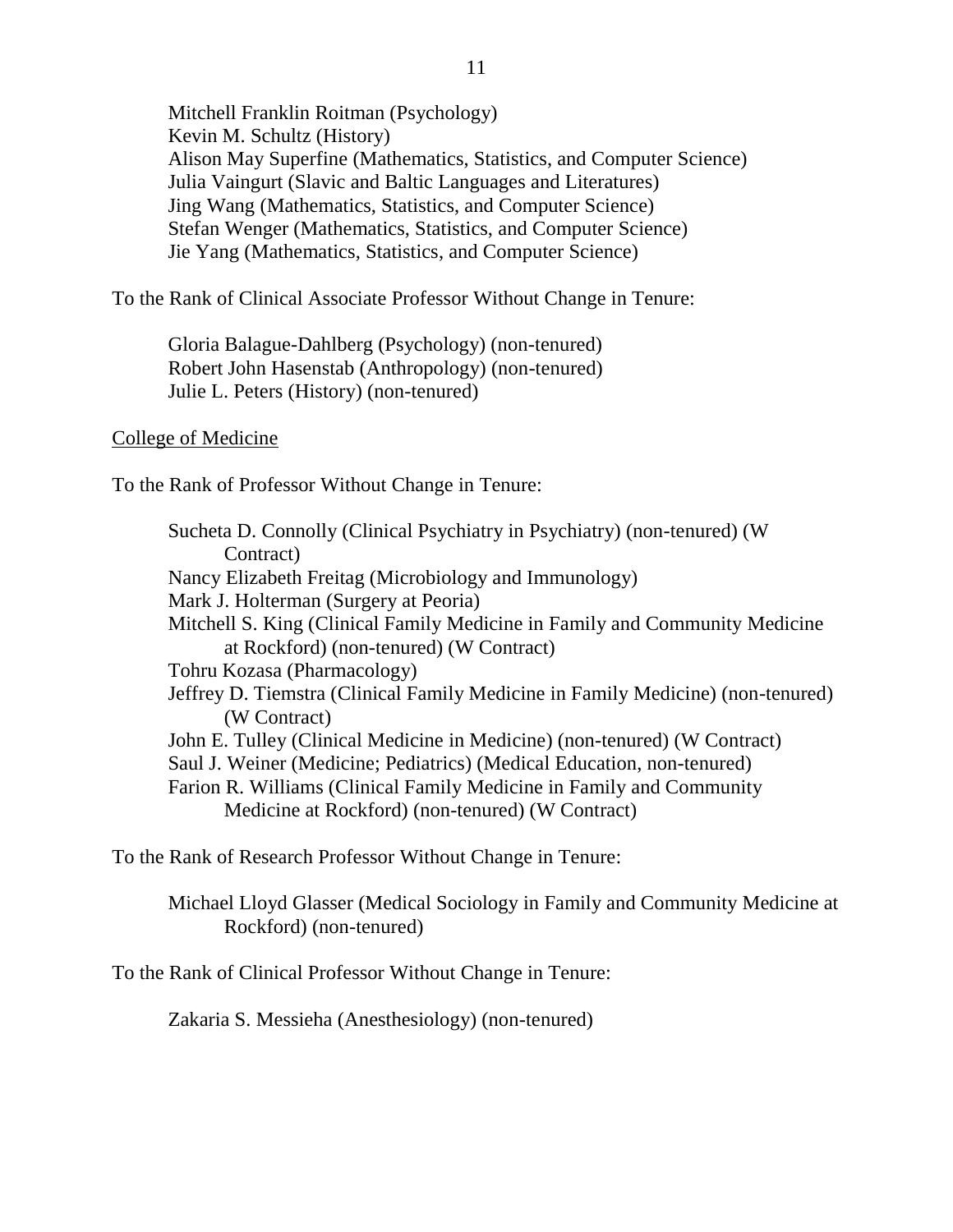Mitchell Franklin Roitman (Psychology)
Kevin M. Schultz (History)
Alison May Superfine (Mathematics, Statistics, and Computer Science)
Julia Vaingurt (Slavic and Baltic Languages and Literatures)
Jing Wang (Mathematics, Statistics, and Computer Science)
Stefan Wenger (Mathematics, Statistics, and Computer Science)
Jie Yang (Mathematics, Statistics, and Computer Science)

To the Rank of Clinical Associate Professor Without Change in Tenure:

Gloria Balague-Dahlberg (Psychology) (non-tenured)
Robert John Hasenstab (Anthropology) (non-tenured)
Julie L. Peters (History) (non-tenured)

<u>College of Medicine</u>

To the Rank of Professor Without Change in Tenure:

Sucheta D. Connolly (Clinical Psychiatry in Psychiatry) (non-tenured) (W Contract)
Nancy Elizabeth Freitag (Microbiology and Immunology)
Mark J. Holterman (Surgery at Peoria)
Mitchell S. King (Clinical Family Medicine in Family and Community Medicine at Rockford) (non-tenured) (W Contract)
Tohru Kozasa (Pharmacology)
Jeffrey D. Tiemstra (Clinical Family Medicine in Family Medicine) (non-tenured) (W Contract)
John E. Tulley (Clinical Medicine in Medicine) (non-tenured) (W Contract)
Saul J. Weiner (Medicine; Pediatrics) (Medical Education, non-tenured)
Farion R. Williams (Clinical Family Medicine in Family and Community Medicine at Rockford) (non-tenured) (W Contract)

To the Rank of Research Professor Without Change in Tenure:

Michael Lloyd Glasser (Medical Sociology in Family and Community Medicine at Rockford) (non-tenured)

To the Rank of Clinical Professor Without Change in Tenure:

Zakaria S. Messieha (Anesthesiology) (non-tenured)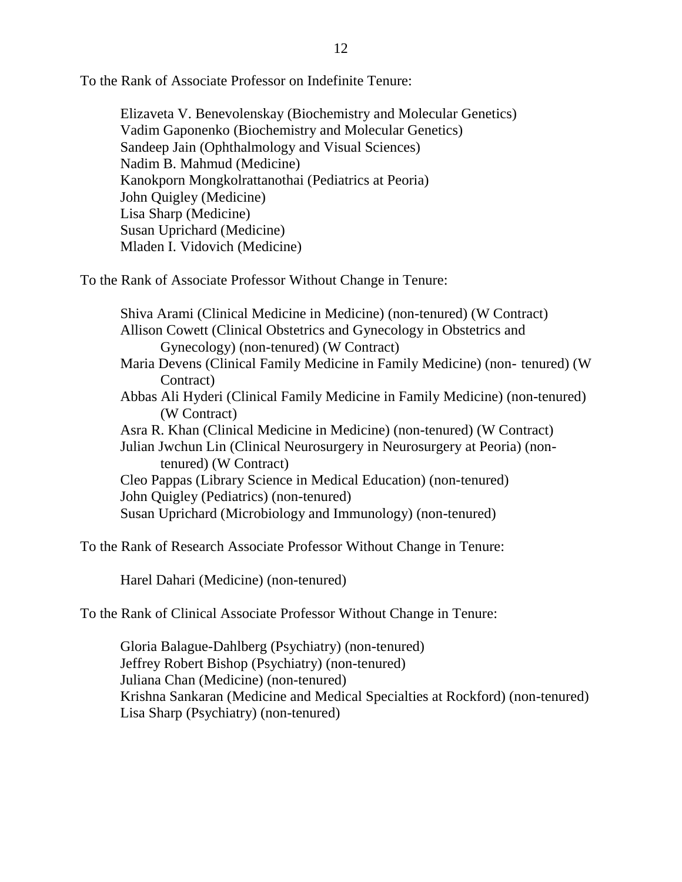To the Rank of Associate Professor on Indefinite Tenure:

Elizaveta V. Benevolenskay (Biochemistry and Molecular Genetics)
Vadim Gaponenko (Biochemistry and Molecular Genetics)
Sandeep Jain (Ophthalmology and Visual Sciences)
Nadim B. Mahmud (Medicine)
Kanokporn Mongkolrattanothai (Pediatrics at Peoria)
John Quigley (Medicine)
Lisa Sharp (Medicine)
Susan Uprichard (Medicine)
Mladen I. Vidovich (Medicine)

To the Rank of Associate Professor Without Change in Tenure:

Shiva Arami (Clinical Medicine in Medicine) (non-tenured) (W Contract)
Allison Cowett (Clinical Obstetrics and Gynecology in Obstetrics and Gynecology) (non-tenured) (W Contract)
Maria Devens (Clinical Family Medicine in Family Medicine) (non- tenured) (W Contract)
Abbas Ali Hyderi (Clinical Family Medicine in Family Medicine) (non-tenured) (W Contract)
Asra R. Khan (Clinical Medicine in Medicine) (non-tenured) (W Contract)
Julian Jwchun Lin (Clinical Neurosurgery in Neurosurgery at Peoria) (non-tenured) (W Contract)
Cleo Pappas (Library Science in Medical Education) (non-tenured)
John Quigley (Pediatrics) (non-tenured)
Susan Uprichard (Microbiology and Immunology) (non-tenured)

To the Rank of Research Associate Professor Without Change in Tenure:

Harel Dahari (Medicine) (non-tenured)

To the Rank of Clinical Associate Professor Without Change in Tenure:

Gloria Balague-Dahlberg (Psychiatry) (non-tenured)
Jeffrey Robert Bishop (Psychiatry) (non-tenured)
Juliana Chan (Medicine) (non-tenured)
Krishna Sankaran (Medicine and Medical Specialties at Rockford) (non-tenured)
Lisa Sharp (Psychiatry) (non-tenured)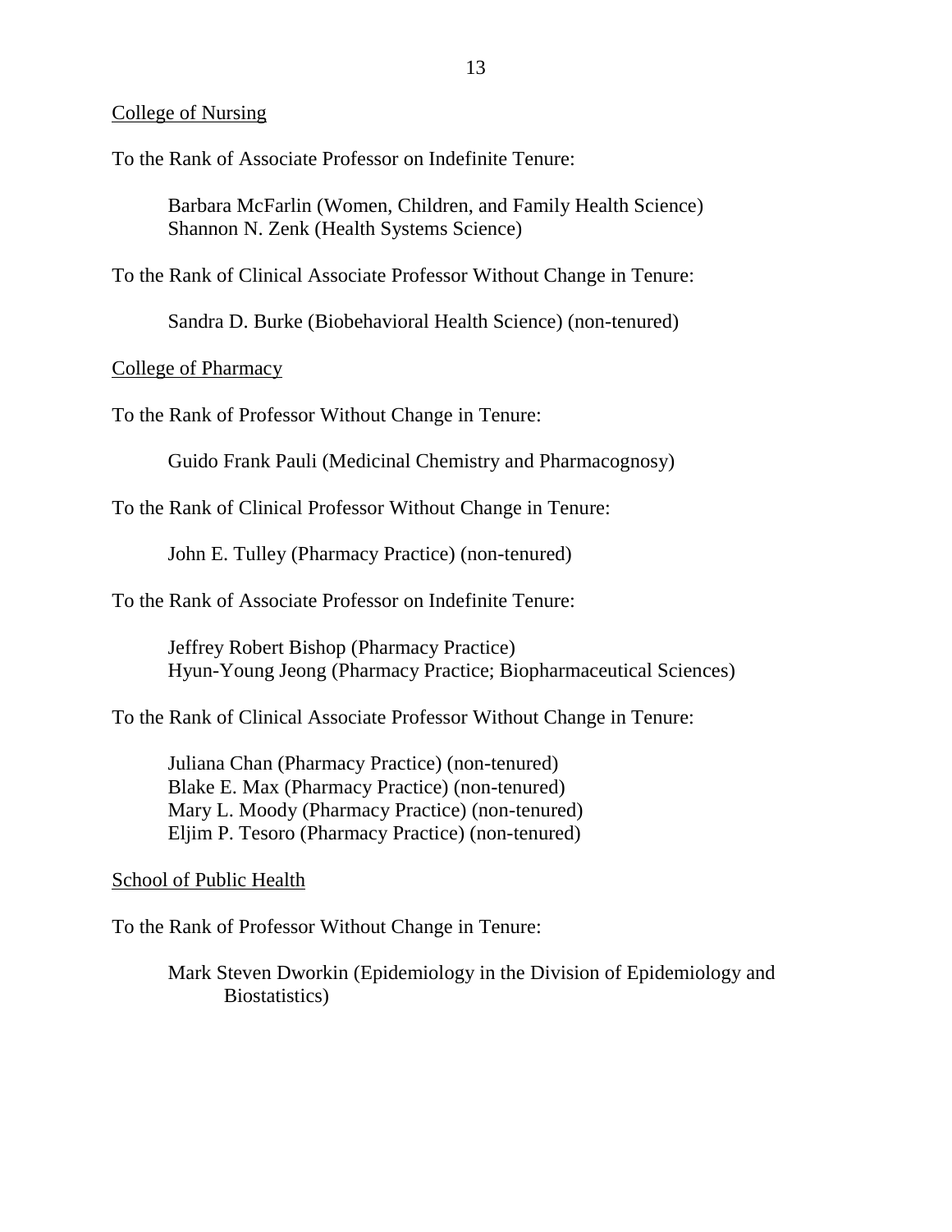College of Nursing

To the Rank of Associate Professor on Indefinite Tenure:

Barbara McFarlin (Women, Children, and Family Health Science)
Shannon N. Zenk (Health Systems Science)

To the Rank of Clinical Associate Professor Without Change in Tenure:

Sandra D. Burke (Biobehavioral Health Science) (non-tenured)

College of Pharmacy

To the Rank of Professor Without Change in Tenure:

Guido Frank Pauli (Medicinal Chemistry and Pharmacognosy)

To the Rank of Clinical Professor Without Change in Tenure:

John E. Tulley (Pharmacy Practice) (non-tenured)

To the Rank of Associate Professor on Indefinite Tenure:

Jeffrey Robert Bishop (Pharmacy Practice)
Hyun-Young Jeong (Pharmacy Practice; Biopharmaceutical Sciences)

To the Rank of Clinical Associate Professor Without Change in Tenure:

Juliana Chan (Pharmacy Practice) (non-tenured)
Blake E. Max (Pharmacy Practice) (non-tenured)
Mary L. Moody (Pharmacy Practice) (non-tenured)
Eljim P. Tesoro (Pharmacy Practice) (non-tenured)

School of Public Health

To the Rank of Professor Without Change in Tenure:

Mark Steven Dworkin (Epidemiology in the Division of Epidemiology and Biostatistics)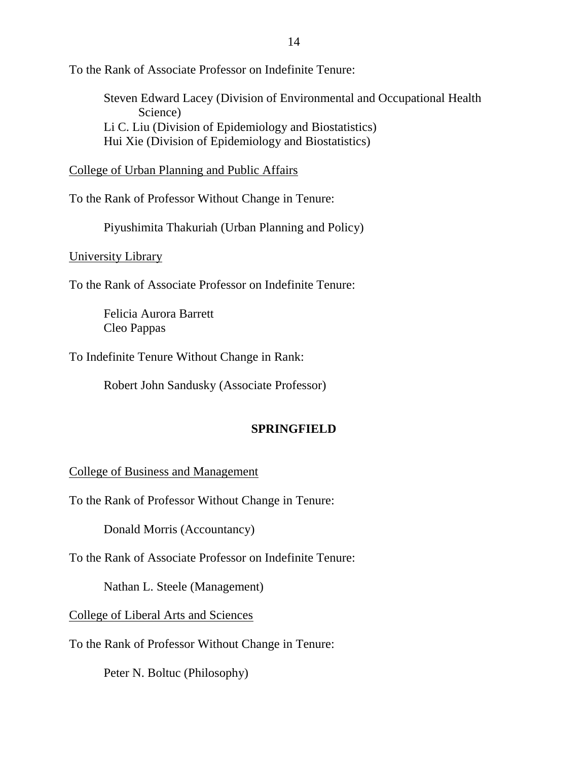To the Rank of Associate Professor on Indefinite Tenure:

Steven Edward Lacey (Division of Environmental and Occupational Health Science)
Li C. Liu (Division of Epidemiology and Biostatistics)
Hui Xie (Division of Epidemiology and Biostatistics)

College of Urban Planning and Public Affairs

To the Rank of Professor Without Change in Tenure:

Piyushimita Thakuriah (Urban Planning and Policy)

University Library

To the Rank of Associate Professor on Indefinite Tenure:

Felicia Aurora Barrett
Cleo Pappas

To Indefinite Tenure Without Change in Rank:

Robert John Sandusky (Associate Professor)

## SPRINGFIELD

College of Business and Management

To the Rank of Professor Without Change in Tenure:

Donald Morris (Accountancy)

To the Rank of Associate Professor on Indefinite Tenure:

Nathan L. Steele (Management)

College of Liberal Arts and Sciences

To the Rank of Professor Without Change in Tenure:

Peter N. Boltuc (Philosophy)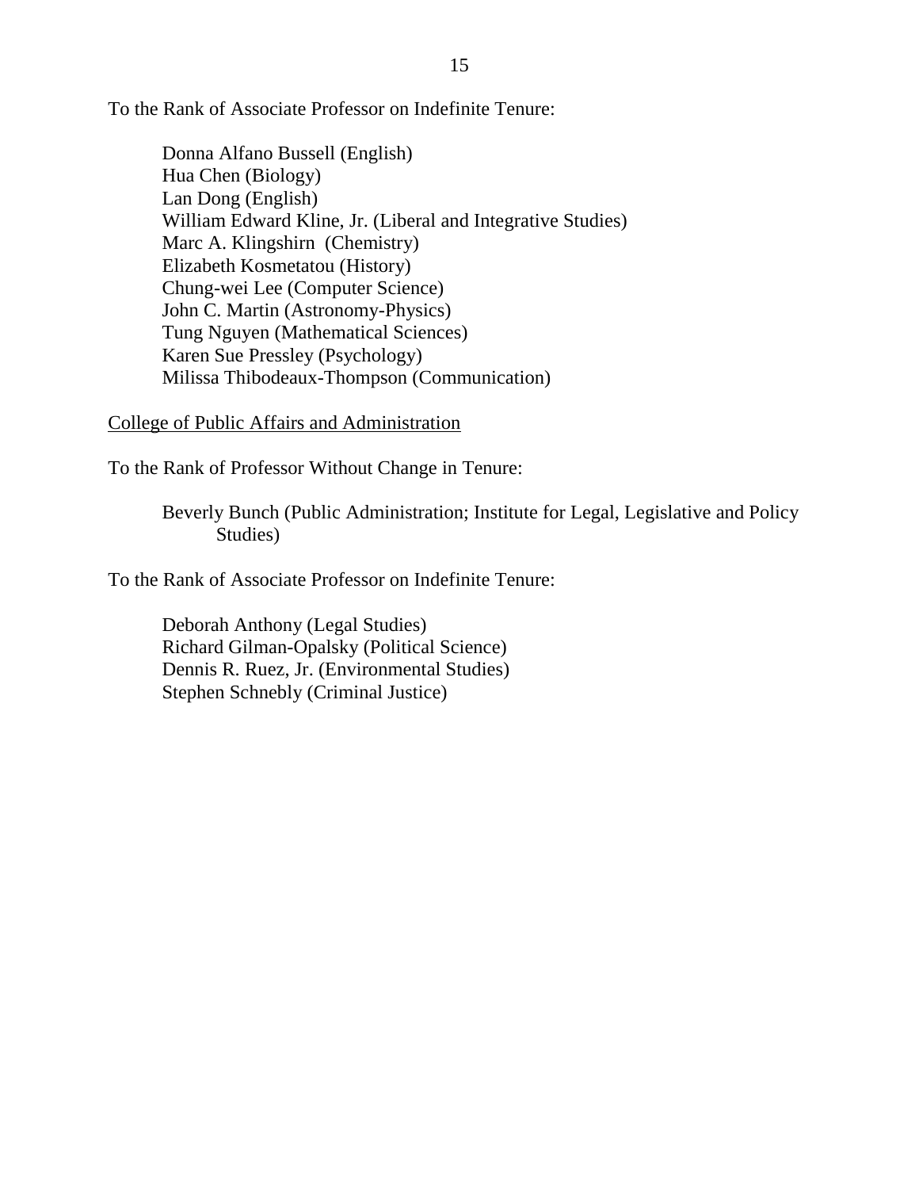To the Rank of Associate Professor on Indefinite Tenure:

Donna Alfano Bussell (English)
Hua Chen (Biology)
Lan Dong (English)
William Edward Kline, Jr. (Liberal and Integrative Studies)
Marc A. Klingshirn (Chemistry)
Elizabeth Kosmetatou (History)
Chung-wei Lee (Computer Science)
John C. Martin (Astronomy-Physics)
Tung Nguyen (Mathematical Sciences)
Karen Sue Pressley (Psychology)
Milissa Thibodeaux-Thompson (Communication)

<u>College of Public Affairs and Administration</u>

To the Rank of Professor Without Change in Tenure:

Beverly Bunch (Public Administration; Institute for Legal, Legislative and Policy Studies)

To the Rank of Associate Professor on Indefinite Tenure:

Deborah Anthony (Legal Studies)
Richard Gilman-Opalsky (Political Science)
Dennis R. Ruez, Jr. (Environmental Studies)
Stephen Schnebly (Criminal Justice)